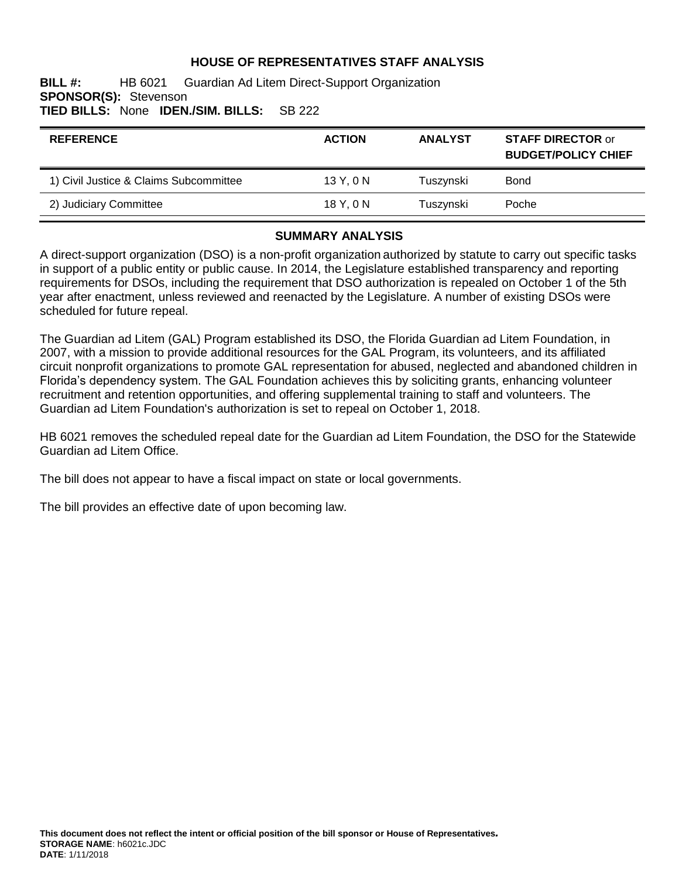# HOUSE OF REPRESENTATIVES STAFF ANALYSIS

**BILL #:** HB 6021 Guardian Ad Litem Direct-Support Organization
**SPONSOR(S):** Stevenson
**TIED BILLS:** None **IDEN./SIM. BILLS:** SB 222

| REFERENCE | ACTION | ANALYST | STAFF DIRECTOR or BUDGET/POLICY CHIEF |
|---|---|---|---|
| 1) Civil Justice & Claims Subcommittee | 13 Y, 0 N | Tuszynski | Bond |
| 2) Judiciary Committee | 18 Y, 0 N | Tuszynski | Poche |

## SUMMARY ANALYSIS

A direct-support organization (DSO) is a non-profit organization authorized by statute to carry out specific tasks in support of a public entity or public cause. In 2014, the Legislature established transparency and reporting requirements for DSOs, including the requirement that DSO authorization is repealed on October 1 of the 5th year after enactment, unless reviewed and reenacted by the Legislature. A number of existing DSOs were scheduled for future repeal.

The Guardian ad Litem (GAL) Program established its DSO, the Florida Guardian ad Litem Foundation, in 2007, with a mission to provide additional resources for the GAL Program, its volunteers, and its affiliated circuit nonprofit organizations to promote GAL representation for abused, neglected and abandoned children in Florida's dependency system. The GAL Foundation achieves this by soliciting grants, enhancing volunteer recruitment and retention opportunities, and offering supplemental training to staff and volunteers. The Guardian ad Litem Foundation's authorization is set to repeal on October 1, 2018.

HB 6021 removes the scheduled repeal date for the Guardian ad Litem Foundation, the DSO for the Statewide Guardian ad Litem Office.

The bill does not appear to have a fiscal impact on state or local governments.

The bill provides an effective date of upon becoming law.

**This document does not reflect the intent or official position of the bill sponsor or House of Representatives.**
**STORAGE NAME**: h6021c.JDC
**DATE**: 1/11/2018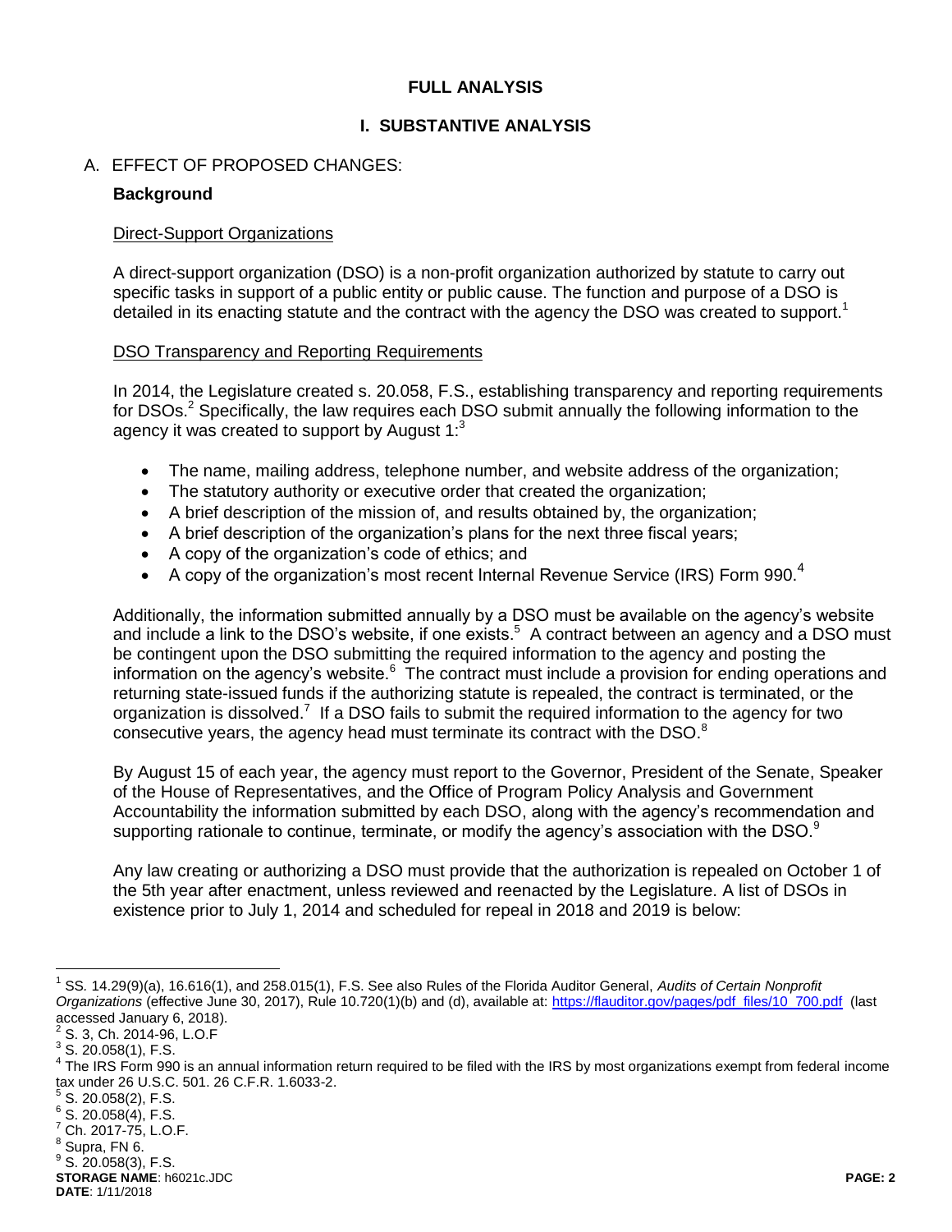## FULL ANALYSIS

## I. SUBSTANTIVE ANALYSIS

A. EFFECT OF PROPOSED CHANGES:

**Background**

Direct-Support Organizations

A direct-support organization (DSO) is a non-profit organization authorized by statute to carry out specific tasks in support of a public entity or public cause. The function and purpose of a DSO is detailed in its enacting statute and the contract with the agency the DSO was created to support.[1]

DSO Transparency and Reporting Requirements

In 2014, the Legislature created s. 20.058, F.S., establishing transparency and reporting requirements for DSOs.[2] Specifically, the law requires each DSO submit annually the following information to the agency it was created to support by August 1:[3]

- The name, mailing address, telephone number, and website address of the organization;
- The statutory authority or executive order that created the organization;
- A brief description of the mission of, and results obtained by, the organization;
- A brief description of the organization's plans for the next three fiscal years;
- A copy of the organization's code of ethics; and
- A copy of the organization's most recent Internal Revenue Service (IRS) Form 990.[4]

Additionally, the information submitted annually by a DSO must be available on the agency's website and include a link to the DSO's website, if one exists.[5] A contract between an agency and a DSO must be contingent upon the DSO submitting the required information to the agency and posting the information on the agency's website.[6] The contract must include a provision for ending operations and returning state-issued funds if the authorizing statute is repealed, the contract is terminated, or the organization is dissolved.[7] If a DSO fails to submit the required information to the agency for two consecutive years, the agency head must terminate its contract with the DSO.[8]

By August 15 of each year, the agency must report to the Governor, President of the Senate, Speaker of the House of Representatives, and the Office of Program Policy Analysis and Government Accountability the information submitted by each DSO, along with the agency's recommendation and supporting rationale to continue, terminate, or modify the agency's association with the DSO.[9]

Any law creating or authorizing a DSO must provide that the authorization is repealed on October 1 of the 5th year after enactment, unless reviewed and reenacted by the Legislature. A list of DSOs in existence prior to July 1, 2014 and scheduled for repeal in 2018 and 2019 is below:

---

[1] SS. 14.29(9)(a), 16.616(1), and 258.015(1), F.S. See also Rules of the Florida Auditor General, *Audits of Certain Nonprofit Organizations* (effective June 30, 2017), Rule 10.720(1)(b) and (d), available at: https://flauditor.gov/pages/pdf_files/10_700.pdf (last accessed January 6, 2018).

[2] S. 3, Ch. 2014-96, L.O.F

[3] S. 20.058(1), F.S.

[4] The IRS Form 990 is an annual information return required to be filed with the IRS by most organizations exempt from federal income tax under 26 U.S.C. 501. 26 C.F.R. 1.6033-2.

[5] S. 20.058(2), F.S.

[6] S. 20.058(4), F.S.

[7] Ch. 2017-75, L.O.F.

[8] Supra, FN 6.

[9] S. 20.058(3), F.S.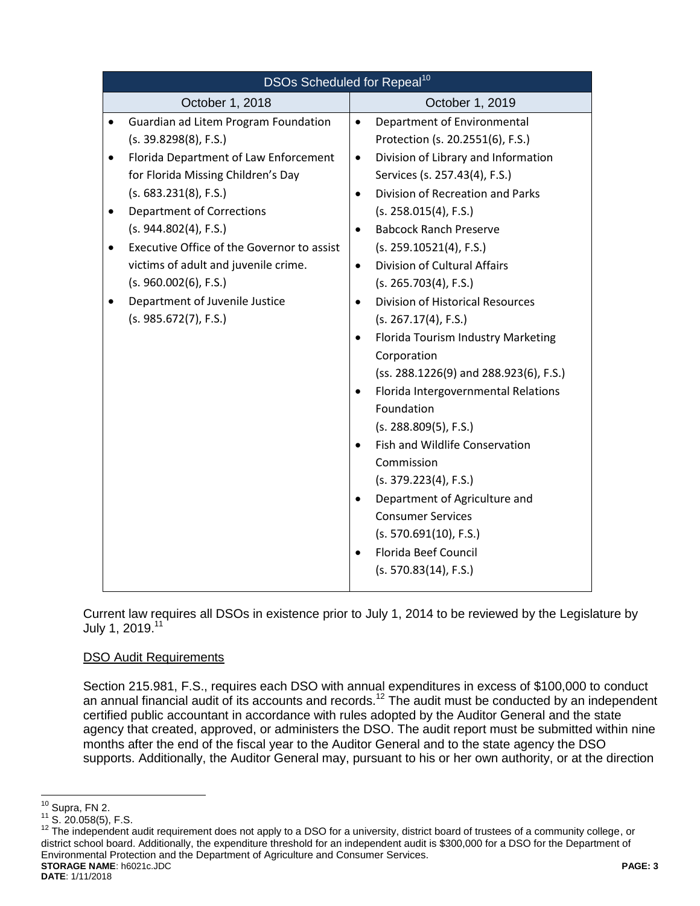| DSOs Scheduled for Repeal[10] | |
|---|---|
| October 1, 2018 | October 1, 2019 |
| • Guardian ad Litem Program Foundation (s. 39.8298(8), F.S.)<br>• Florida Department of Law Enforcement for Florida Missing Children's Day (s. 683.231(8), F.S.)<br>• Department of Corrections (s. 944.802(4), F.S.)<br>• Executive Office of the Governor to assist victims of adult and juvenile crime. (s. 960.002(6), F.S.)<br>• Department of Juvenile Justice (s. 985.672(7), F.S.) | • Department of Environmental Protection (s. 20.2551(6), F.S.)<br>• Division of Library and Information Services (s. 257.43(4), F.S.)<br>• Division of Recreation and Parks (s. 258.015(4), F.S.)<br>• Babcock Ranch Preserve (s. 259.10521(4), F.S.)<br>• Division of Cultural Affairs (s. 265.703(4), F.S.)<br>• Division of Historical Resources (s. 267.17(4), F.S.)<br>• Florida Tourism Industry Marketing Corporation (ss. 288.1226(9) and 288.923(6), F.S.)<br>• Florida Intergovernmental Relations Foundation (s. 288.809(5), F.S.)<br>• Fish and Wildlife Conservation Commission (s. 379.223(4), F.S.)<br>• Department of Agriculture and Consumer Services (s. 570.691(10), F.S.)<br>• Florida Beef Council (s. 570.83(14), F.S.) |

Current law requires all DSOs in existence prior to July 1, 2014 to be reviewed by the Legislature by July 1, 2019.[11]

<u>DSO Audit Requirements</u>

Section 215.981, F.S., requires each DSO with annual expenditures in excess of $100,000 to conduct an annual financial audit of its accounts and records.[12] The audit must be conducted by an independent certified public accountant in accordance with rules adopted by the Auditor General and the state agency that created, approved, or administers the DSO. The audit report must be submitted within nine months after the end of the fiscal year to the Auditor General and to the state agency the DSO supports. Additionally, the Auditor General may, pursuant to his or her own authority, or at the direction

---

[10] Supra, FN 2.

[11] S. 20.058(5), F.S.

[12] The independent audit requirement does not apply to a DSO for a university, district board of trustees of a community college, or district school board. Additionally, the expenditure threshold for an independent audit is $300,000 for a DSO for the Department of Environmental Protection and the Department of Agriculture and Consumer Services.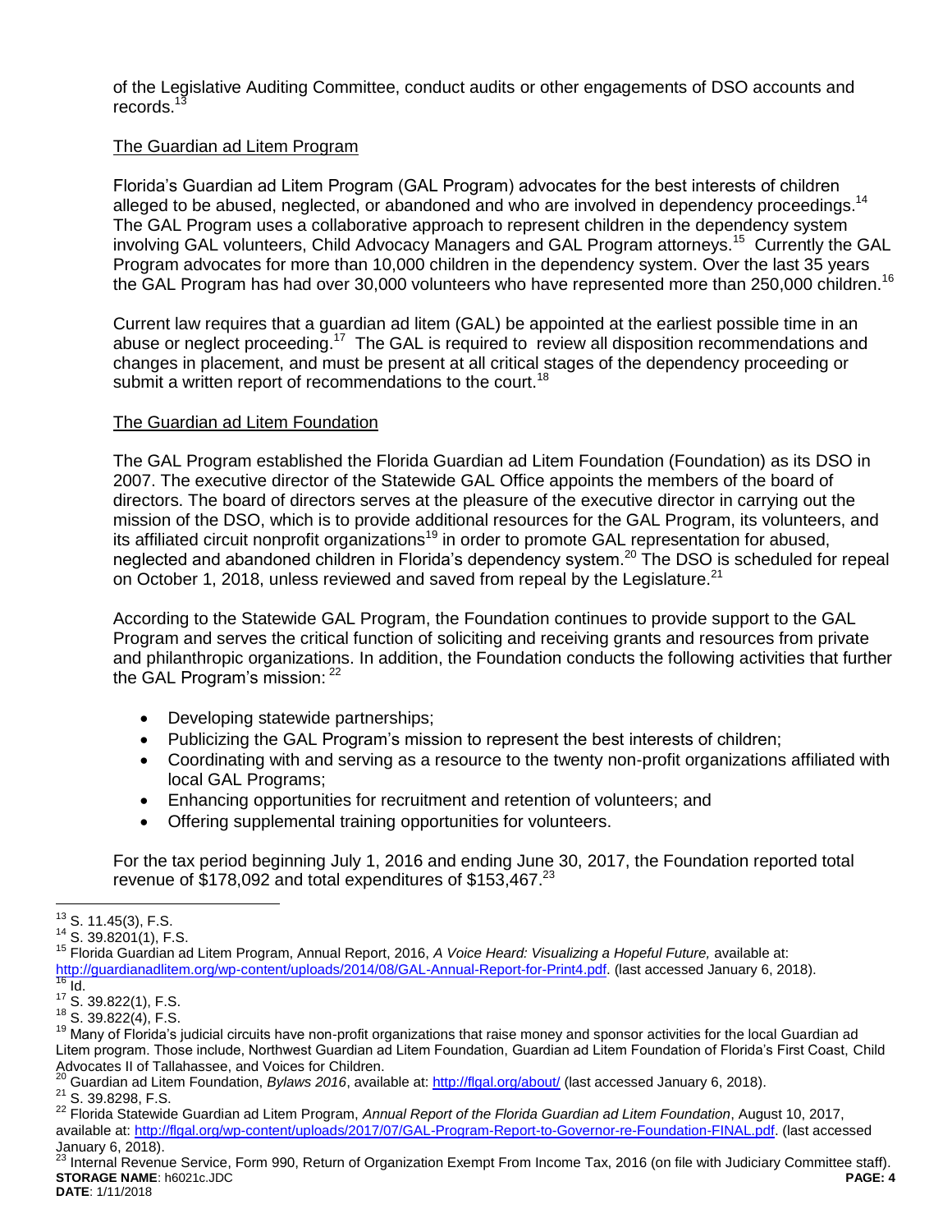of the Legislative Auditing Committee, conduct audits or other engagements of DSO accounts and records.[13]

The Guardian ad Litem Program

Florida's Guardian ad Litem Program (GAL Program) advocates for the best interests of children alleged to be abused, neglected, or abandoned and who are involved in dependency proceedings.[14] The GAL Program uses a collaborative approach to represent children in the dependency system involving GAL volunteers, Child Advocacy Managers and GAL Program attorneys.[15] Currently the GAL Program advocates for more than 10,000 children in the dependency system. Over the last 35 years the GAL Program has had over 30,000 volunteers who have represented more than 250,000 children.[16]

Current law requires that a guardian ad litem (GAL) be appointed at the earliest possible time in an abuse or neglect proceeding.[17] The GAL is required to review all disposition recommendations and changes in placement, and must be present at all critical stages of the dependency proceeding or submit a written report of recommendations to the court.[18]

The Guardian ad Litem Foundation

The GAL Program established the Florida Guardian ad Litem Foundation (Foundation) as its DSO in 2007. The executive director of the Statewide GAL Office appoints the members of the board of directors. The board of directors serves at the pleasure of the executive director in carrying out the mission of the DSO, which is to provide additional resources for the GAL Program, its volunteers, and its affiliated circuit nonprofit organizations[19] in order to promote GAL representation for abused, neglected and abandoned children in Florida's dependency system.[20] The DSO is scheduled for repeal on October 1, 2018, unless reviewed and saved from repeal by the Legislature.[21]

According to the Statewide GAL Program, the Foundation continues to provide support to the GAL Program and serves the critical function of soliciting and receiving grants and resources from private and philanthropic organizations. In addition, the Foundation conducts the following activities that further the GAL Program's mission: [22]

- Developing statewide partnerships;
- Publicizing the GAL Program's mission to represent the best interests of children;
- Coordinating with and serving as a resource to the twenty non-profit organizations affiliated with local GAL Programs;
- Enhancing opportunities for recruitment and retention of volunteers; and
- Offering supplemental training opportunities for volunteers.

For the tax period beginning July 1, 2016 and ending June 30, 2017, the Foundation reported total revenue of $178,092 and total expenditures of $153,467.[23]

---

[13] S. 11.45(3), F.S.
[14] S. 39.8201(1), F.S.
[15] Florida Guardian ad Litem Program, Annual Report, 2016, *A Voice Heard: Visualizing a Hopeful Future,* available at: http://guardianadlitem.org/wp-content/uploads/2014/08/GAL-Annual-Report-for-Print4.pdf. (last accessed January 6, 2018).
[16] Id.
[17] S. 39.822(1), F.S.
[18] S. 39.822(4), F.S.
[19] Many of Florida's judicial circuits have non-profit organizations that raise money and sponsor activities for the local Guardian ad Litem program. Those include, Northwest Guardian ad Litem Foundation, Guardian ad Litem Foundation of Florida's First Coast, Child Advocates II of Tallahassee, and Voices for Children.
[20] Guardian ad Litem Foundation, *Bylaws 2016*, available at: http://flgal.org/about/ (last accessed January 6, 2018).
[21] S. 39.8298, F.S.
[22] Florida Statewide Guardian ad Litem Program, *Annual Report of the Florida Guardian ad Litem Foundation*, August 10, 2017, available at: http://flgal.org/wp-content/uploads/2017/07/GAL-Program-Report-to-Governor-re-Foundation-FINAL.pdf. (last accessed January 6, 2018).
[23] Internal Revenue Service, Form 990, Return of Organization Exempt From Income Tax, 2016 (on file with Judiciary Committee staff).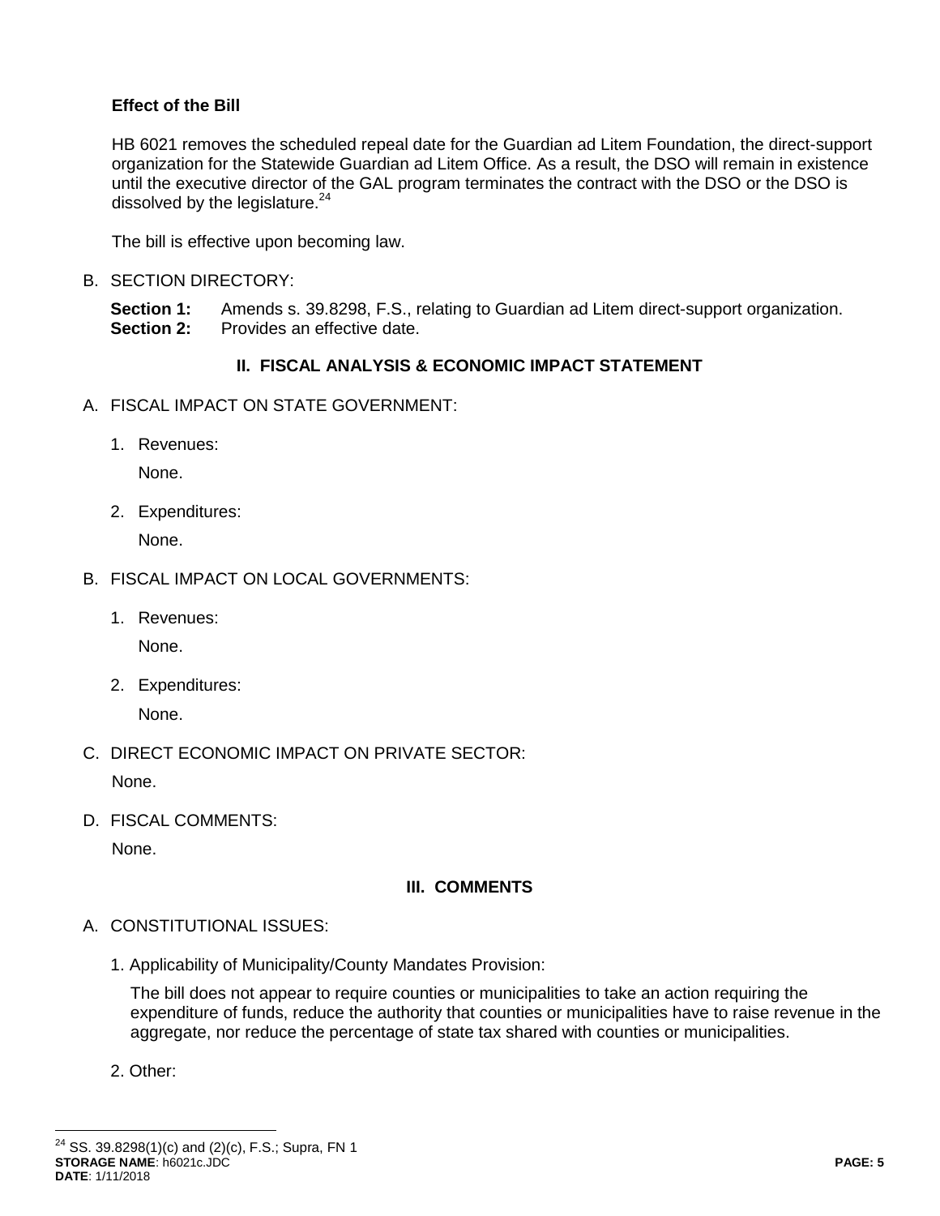**Effect of the Bill**

HB 6021 removes the scheduled repeal date for the Guardian ad Litem Foundation, the direct-support organization for the Statewide Guardian ad Litem Office. As a result, the DSO will remain in existence until the executive director of the GAL program terminates the contract with the DSO or the DSO is dissolved by the legislature.[24]

The bill is effective upon becoming law.

B. SECTION DIRECTORY:

**Section 1:** Amends s. 39.8298, F.S., relating to Guardian ad Litem direct-support organization.
**Section 2:** Provides an effective date.

## II. FISCAL ANALYSIS & ECONOMIC IMPACT STATEMENT

A. FISCAL IMPACT ON STATE GOVERNMENT:

1. Revenues:

   None.

2. Expenditures:

   None.

B. FISCAL IMPACT ON LOCAL GOVERNMENTS:

1. Revenues:

   None.

2. Expenditures:

   None.

C. DIRECT ECONOMIC IMPACT ON PRIVATE SECTOR:

None.

D. FISCAL COMMENTS:

None.

## III. COMMENTS

A. CONSTITUTIONAL ISSUES:

1. Applicability of Municipality/County Mandates Provision:

   The bill does not appear to require counties or municipalities to take an action requiring the expenditure of funds, reduce the authority that counties or municipalities have to raise revenue in the aggregate, nor reduce the percentage of state tax shared with counties or municipalities.

2. Other:

---

[24] SS. 39.8298(1)(c) and (2)(c), F.S.; Supra, FN 1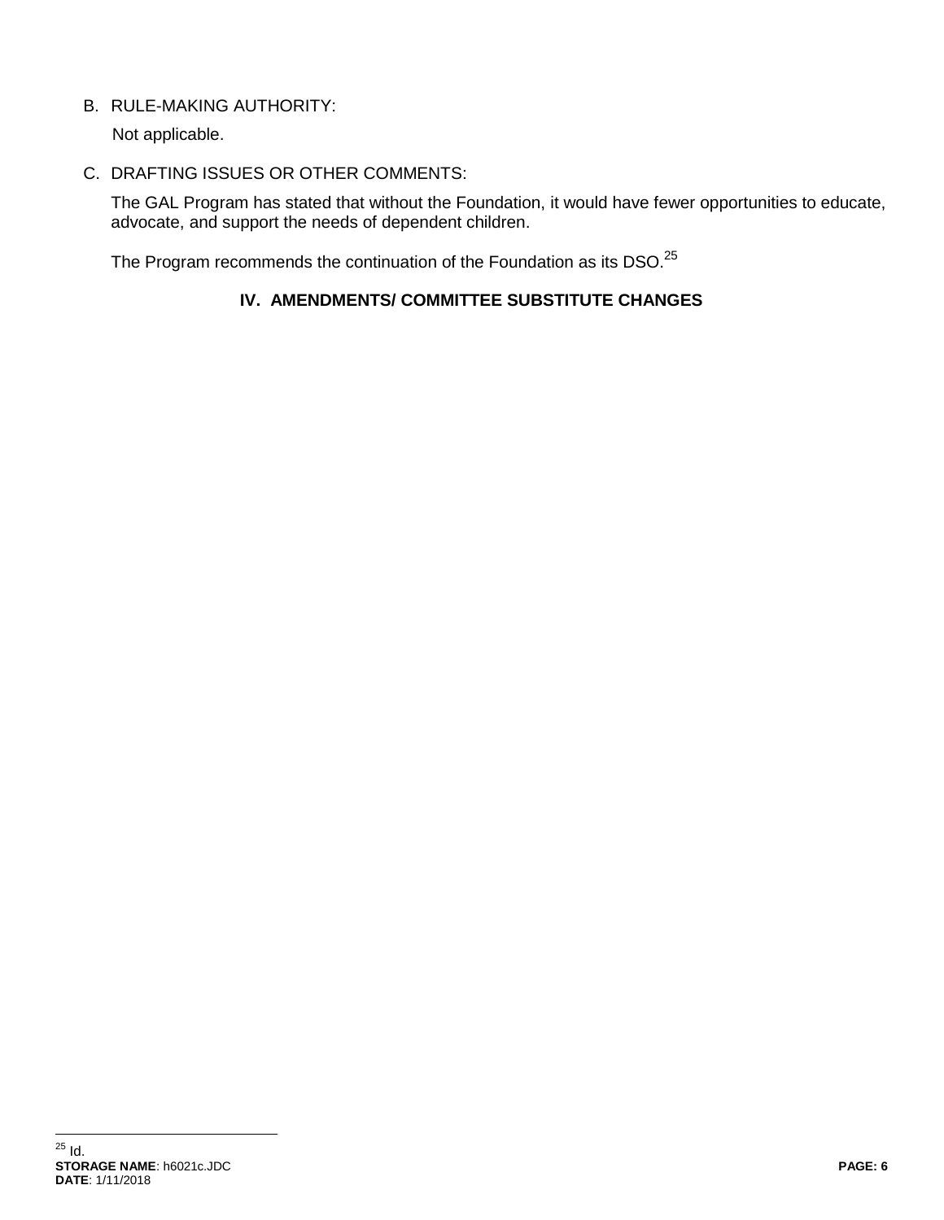B. RULE-MAKING AUTHORITY:

Not applicable.

C. DRAFTING ISSUES OR OTHER COMMENTS:

The GAL Program has stated that without the Foundation, it would have fewer opportunities to educate, advocate, and support the needs of dependent children.

The Program recommends the continuation of the Foundation as its DSO.[25]

## IV. AMENDMENTS/ COMMITTEE SUBSTITUTE CHANGES

[25] Id.